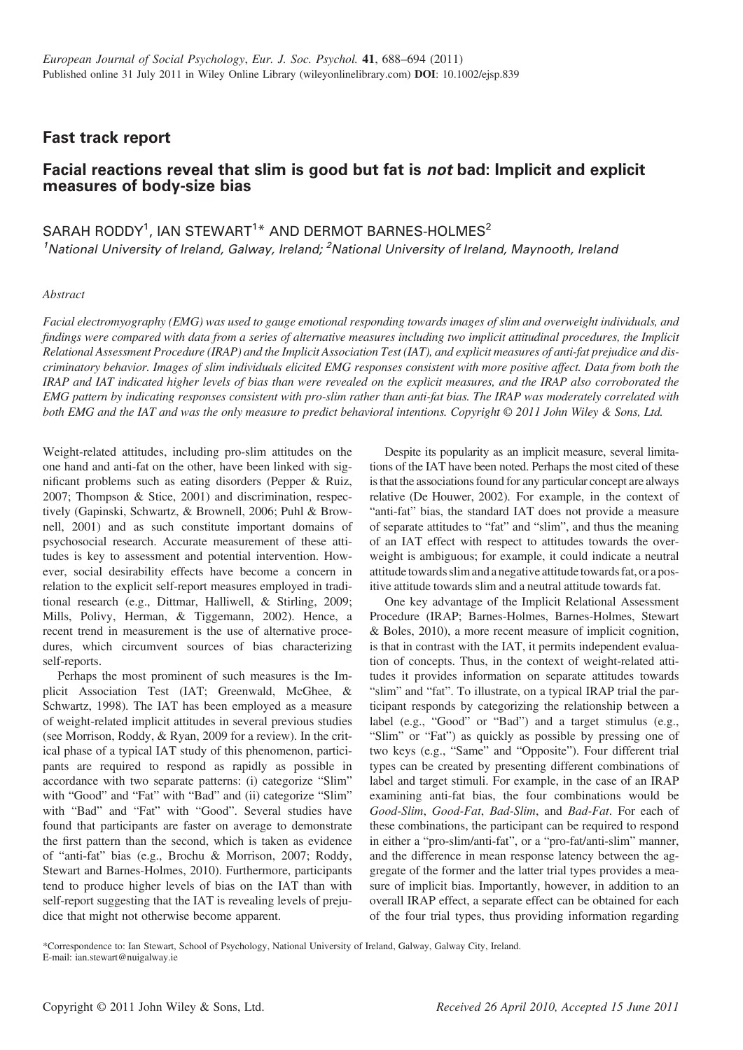## Fast track report

# Facial reactions reveal that slim is good but fat is *not* bad: Implicit and explicit measures of body-size bias

SARAH RODDY[1], IAN STEWART[1]* AND DERMOT BARNES-HOLMES[2]

[1]*National University of Ireland, Galway, Ireland;* [2]*National University of Ireland, Maynooth, Ireland*

*Abstract*

*Facial electromyography (EMG) was used to gauge emotional responding towards images of slim and overweight individuals, and findings were compared with data from a series of alternative measures including two implicit attitudinal procedures, the Implicit Relational Assessment Procedure (IRAP) and the Implicit Association Test (IAT), and explicit measures of anti-fat prejudice and discriminatory behavior. Images of slim individuals elicited EMG responses consistent with more positive affect. Data from both the IRAP and IAT indicated higher levels of bias than were revealed on the explicit measures, and the IRAP also corroborated the EMG pattern by indicating responses consistent with pro-slim rather than anti-fat bias. The IRAP was moderately correlated with both EMG and the IAT and was the only measure to predict behavioral intentions. Copyright © 2011 John Wiley & Sons, Ltd.*

Weight-related attitudes, including pro-slim attitudes on the one hand and anti-fat on the other, have been linked with significant problems such as eating disorders (Pepper & Ruiz, 2007; Thompson & Stice, 2001) and discrimination, respectively (Gapinski, Schwartz, & Brownell, 2006; Puhl & Brownell, 2001) and as such constitute important domains of psychosocial research. Accurate measurement of these attitudes is key to assessment and potential intervention. However, social desirability effects have become a concern in relation to the explicit self-report measures employed in traditional research (e.g., Dittmar, Halliwell, & Stirling, 2009; Mills, Polivy, Herman, & Tiggemann, 2002). Hence, a recent trend in measurement is the use of alternative procedures, which circumvent sources of bias characterizing self-reports.

Perhaps the most prominent of such measures is the Implicit Association Test (IAT; Greenwald, McGhee, & Schwartz, 1998). The IAT has been employed as a measure of weight-related implicit attitudes in several previous studies (see Morrison, Roddy, & Ryan, 2009 for a review). In the critical phase of a typical IAT study of this phenomenon, participants are required to respond as rapidly as possible in accordance with two separate patterns: (i) categorize "Slim" with "Good" and "Fat" with "Bad" and (ii) categorize "Slim" with "Bad" and "Fat" with "Good". Several studies have found that participants are faster on average to demonstrate the first pattern than the second, which is taken as evidence of "anti-fat" bias (e.g., Brochu & Morrison, 2007; Roddy, Stewart and Barnes-Holmes, 2010). Furthermore, participants tend to produce higher levels of bias on the IAT than with self-report suggesting that the IAT is revealing levels of prejudice that might not otherwise become apparent.

Despite its popularity as an implicit measure, several limitations of the IAT have been noted. Perhaps the most cited of these is that the associations found for any particular concept are always relative (De Houwer, 2002). For example, in the context of "anti-fat" bias, the standard IAT does not provide a measure of separate attitudes to "fat" and "slim", and thus the meaning of an IAT effect with respect to attitudes towards the overweight is ambiguous; for example, it could indicate a neutral attitude towards slim and a negative attitude towards fat, or a positive attitude towards slim and a neutral attitude towards fat.

One key advantage of the Implicit Relational Assessment Procedure (IRAP; Barnes-Holmes, Barnes-Holmes, Stewart & Boles, 2010), a more recent measure of implicit cognition, is that in contrast with the IAT, it permits independent evaluation of concepts. Thus, in the context of weight-related attitudes it provides information on separate attitudes towards "slim" and "fat". To illustrate, on a typical IRAP trial the participant responds by categorizing the relationship between a label (e.g., "Good" or "Bad") and a target stimulus (e.g., "Slim" or "Fat") as quickly as possible by pressing one of two keys (e.g., "Same" and "Opposite"). Four different trial types can be created by presenting different combinations of label and target stimuli. For example, in the case of an IRAP examining anti-fat bias, the four combinations would be *Good-Slim*, *Good-Fat*, *Bad-Slim*, and *Bad-Fat*. For each of these combinations, the participant can be required to respond in either a "pro-slim/anti-fat", or a "pro-fat/anti-slim" manner, and the difference in mean response latency between the aggregate of the former and the latter trial types provides a measure of implicit bias. Importantly, however, in addition to an overall IRAP effect, a separate effect can be obtained for each of the four trial types, thus providing information regarding

*Correspondence to: Ian Stewart, School of Psychology, National University of Ireland, Galway, Galway City, Ireland. E-mail: ian.stewart@nuigalway.ie

Received 26 April 2010, Accepted 15 June 2011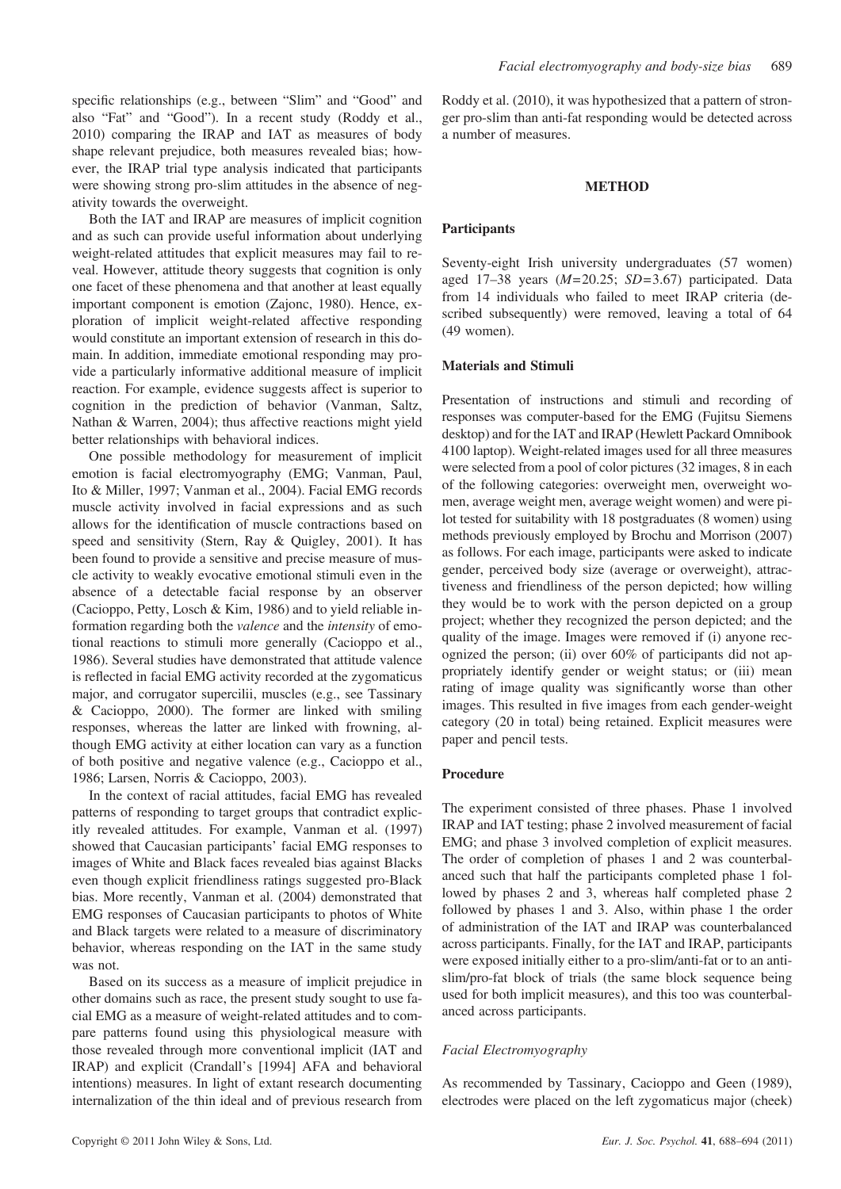specific relationships (e.g., between "Slim" and "Good" and also "Fat" and "Good"). In a recent study (Roddy et al., 2010) comparing the IRAP and IAT as measures of body shape relevant prejudice, both measures revealed bias; however, the IRAP trial type analysis indicated that participants were showing strong pro-slim attitudes in the absence of negativity towards the overweight.

Both the IAT and IRAP are measures of implicit cognition and as such can provide useful information about underlying weight-related attitudes that explicit measures may fail to reveal. However, attitude theory suggests that cognition is only one facet of these phenomena and that another at least equally important component is emotion (Zajonc, 1980). Hence, exploration of implicit weight-related affective responding would constitute an important extension of research in this domain. In addition, immediate emotional responding may provide a particularly informative additional measure of implicit reaction. For example, evidence suggests affect is superior to cognition in the prediction of behavior (Vanman, Saltz, Nathan & Warren, 2004); thus affective reactions might yield better relationships with behavioral indices.

One possible methodology for measurement of implicit emotion is facial electromyography (EMG; Vanman, Paul, Ito & Miller, 1997; Vanman et al., 2004). Facial EMG records muscle activity involved in facial expressions and as such allows for the identification of muscle contractions based on speed and sensitivity (Stern, Ray & Quigley, 2001). It has been found to provide a sensitive and precise measure of muscle activity to weakly evocative emotional stimuli even in the absence of a detectable facial response by an observer (Cacioppo, Petty, Losch & Kim, 1986) and to yield reliable information regarding both the *valence* and the *intensity* of emotional reactions to stimuli more generally (Cacioppo et al., 1986). Several studies have demonstrated that attitude valence is reflected in facial EMG activity recorded at the zygomaticus major, and corrugator supercilii, muscles (e.g., see Tassinary & Cacioppo, 2000). The former are linked with smiling responses, whereas the latter are linked with frowning, although EMG activity at either location can vary as a function of both positive and negative valence (e.g., Cacioppo et al., 1986; Larsen, Norris & Cacioppo, 2003).

In the context of racial attitudes, facial EMG has revealed patterns of responding to target groups that contradict explicitly revealed attitudes. For example, Vanman et al. (1997) showed that Caucasian participants' facial EMG responses to images of White and Black faces revealed bias against Blacks even though explicit friendliness ratings suggested pro-Black bias. More recently, Vanman et al. (2004) demonstrated that EMG responses of Caucasian participants to photos of White and Black targets were related to a measure of discriminatory behavior, whereas responding on the IAT in the same study was not.

Based on its success as a measure of implicit prejudice in other domains such as race, the present study sought to use facial EMG as a measure of weight-related attitudes and to compare patterns found using this physiological measure with those revealed through more conventional implicit (IAT and IRAP) and explicit (Crandall's [1994] AFA and behavioral intentions) measures. In light of extant research documenting internalization of the thin ideal and of previous research from Roddy et al. (2010), it was hypothesized that a pattern of stronger pro-slim than anti-fat responding would be detected across a number of measures.

## METHOD

### Participants

Seventy-eight Irish university undergraduates (57 women) aged 17–38 years ($M = 20.25$; $SD = 3.67$) participated. Data from 14 individuals who failed to meet IRAP criteria (described subsequently) were removed, leaving a total of 64 (49 women).

### Materials and Stimuli

Presentation of instructions and stimuli and recording of responses was computer-based for the EMG (Fujitsu Siemens desktop) and for the IAT and IRAP (Hewlett Packard Omnibook 4100 laptop). Weight-related images used for all three measures were selected from a pool of color pictures (32 images, 8 in each of the following categories: overweight men, overweight women, average weight men, average weight women) and were pilot tested for suitability with 18 postgraduates (8 women) using methods previously employed by Brochu and Morrison (2007) as follows. For each image, participants were asked to indicate gender, perceived body size (average or overweight), attractiveness and friendliness of the person depicted; how willing they would be to work with the person depicted on a group project; whether they recognized the person depicted; and the quality of the image. Images were removed if (i) anyone recognized the person; (ii) over 60% of participants did not appropriately identify gender or weight status; or (iii) mean rating of image quality was significantly worse than other images. This resulted in five images from each gender-weight category (20 in total) being retained. Explicit measures were paper and pencil tests.

### Procedure

The experiment consisted of three phases. Phase 1 involved IRAP and IAT testing; phase 2 involved measurement of facial EMG; and phase 3 involved completion of explicit measures. The order of completion of phases 1 and 2 was counterbalanced such that half the participants completed phase 1 followed by phases 2 and 3, whereas half completed phase 2 followed by phases 1 and 3. Also, within phase 1 the order of administration of the IAT and IRAP was counterbalanced across participants. Finally, for the IAT and IRAP, participants were exposed initially either to a pro-slim/anti-fat or to an anti-slim/pro-fat block of trials (the same block sequence being used for both implicit measures), and this too was counterbalanced across participants.

#### *Facial Electromyography*

As recommended by Tassinary, Cacioppo and Geen (1989), electrodes were placed on the left zygomaticus major (cheek)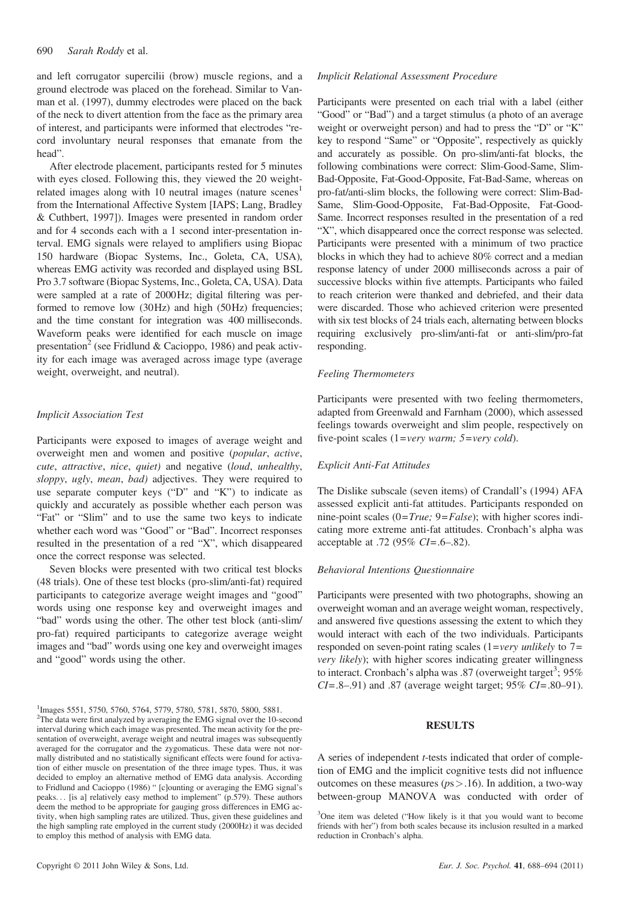and left corrugator supercilii (brow) muscle regions, and a ground electrode was placed on the forehead. Similar to Vanman et al. (1997), dummy electrodes were placed on the back of the neck to divert attention from the face as the primary area of interest, and participants were informed that electrodes "record involuntary neural responses that emanate from the head".

After electrode placement, participants rested for 5 minutes with eyes closed. Following this, they viewed the 20 weight-related images along with 10 neutral images (nature scenes[1] from the International Affective System [IAPS; Lang, Bradley & Cuthbert, 1997]). Images were presented in random order and for 4 seconds each with a 1 second inter-presentation interval. EMG signals were relayed to amplifiers using Biopac 150 hardware (Biopac Systems, Inc., Goleta, CA, USA), whereas EMG activity was recorded and displayed using BSL Pro 3.7 software (Biopac Systems, Inc., Goleta, CA, USA). Data were sampled at a rate of 2000 Hz; digital filtering was performed to remove low (30 Hz) and high (50 Hz) frequencies; and the time constant for integration was 400 milliseconds. Waveform peaks were identified for each muscle on image presentation[2] (see Fridlund & Cacioppo, 1986) and peak activity for each image was averaged across image type (average weight, overweight, and neutral).

### *Implicit Association Test*

Participants were exposed to images of average weight and overweight men and women and positive (*popular*, *active*, *cute*, *attractive*, *nice*, *quiet)* and negative (*loud*, *unhealthy*, *sloppy*, *ugly*, *mean*, *bad)* adjectives. They were required to use separate computer keys ("D" and "K") to indicate as quickly and accurately as possible whether each person was "Fat" or "Slim" and to use the same two keys to indicate whether each word was "Good" or "Bad". Incorrect responses resulted in the presentation of a red "X", which disappeared once the correct response was selected.

Seven blocks were presented with two critical test blocks (48 trials). One of these test blocks (pro-slim/anti-fat) required participants to categorize average weight images and "good" words using one response key and overweight images and "bad" words using the other. The other test block (anti-slim/pro-fat) required participants to categorize average weight images and "bad" words using one key and overweight images and "good" words using the other.

### *Implicit Relational Assessment Procedure*

Participants were presented on each trial with a label (either "Good" or "Bad") and a target stimulus (a photo of an average weight or overweight person) and had to press the "D" or "K" key to respond "Same" or "Opposite", respectively as quickly and accurately as possible. On pro-slim/anti-fat blocks, the following combinations were correct: Slim-Good-Same, Slim-Bad-Opposite, Fat-Good-Opposite, Fat-Bad-Same, whereas on pro-fat/anti-slim blocks, the following were correct: Slim-Bad-Same, Slim-Good-Opposite, Fat-Bad-Opposite, Fat-Good-Same. Incorrect responses resulted in the presentation of a red "X", which disappeared once the correct response was selected. Participants were presented with a minimum of two practice blocks in which they had to achieve 80% correct and a median response latency of under 2000 milliseconds across a pair of successive blocks within five attempts. Participants who failed to reach criterion were thanked and debriefed, and their data were discarded. Those who achieved criterion were presented with six test blocks of 24 trials each, alternating between blocks requiring exclusively pro-slim/anti-fat or anti-slim/pro-fat responding.

### *Feeling Thermometers*

Participants were presented with two feeling thermometers, adapted from Greenwald and Farnham (2000), which assessed feelings towards overweight and slim people, respectively on five-point scales (1=*very warm;* 5=*very cold*).

### *Explicit Anti-Fat Attitudes*

The Dislike subscale (seven items) of Crandall's (1994) AFA assessed explicit anti-fat attitudes. Participants responded on nine-point scales (0=*True;* 9=*False*); with higher scores indicating more extreme anti-fat attitudes. Cronbach's alpha was acceptable at .72 (95% *CI*=.6–.82).

### *Behavioral Intentions Questionnaire*

Participants were presented with two photographs, showing an overweight woman and an average weight woman, respectively, and answered five questions assessing the extent to which they would interact with each of the two individuals. Participants responded on seven-point rating scales (1=*very unlikely* to 7=*very likely*); with higher scores indicating greater willingness to interact. Cronbach's alpha was .87 (overweight target[3]; 95% *CI*=.8–.91) and .87 (average weight target; 95% *CI*=.80–91).

## RESULTS

A series of independent *t*-tests indicated that order of completion of EMG and the implicit cognitive tests did not influence outcomes on these measures ($ps > .16$). In addition, a two-way between-group MANOVA was conducted with order of

[1] Images 5551, 5750, 5760, 5764, 5779, 5780, 5781, 5870, 5800, 5881.

[2] The data were first analyzed by averaging the EMG signal over the 10-second interval during which each image was presented. The mean activity for the presentation of overweight, average weight and neutral images was subsequently averaged for the corrugator and the zygomaticus. These data were not normally distributed and no statistically significant effects were found for activation of either muscle on presentation of the three image types. Thus, it was decided to employ an alternative method of EMG data analysis. According to Fridlund and Cacioppo (1986) " [c]ounting or averaging the EMG signal's peaks… [is a] relatively easy method to implement" (p.579). These authors deem the method to be appropriate for gauging gross differences in EMG activity, when high sampling rates are utilized. Thus, given these guidelines and the high sampling rate employed in the current study (2000Hz) it was decided to employ this method of analysis with EMG data.

[3] One item was deleted ("How likely is it that you would want to become friends with her") from both scales because its inclusion resulted in a marked reduction in Cronbach's alpha.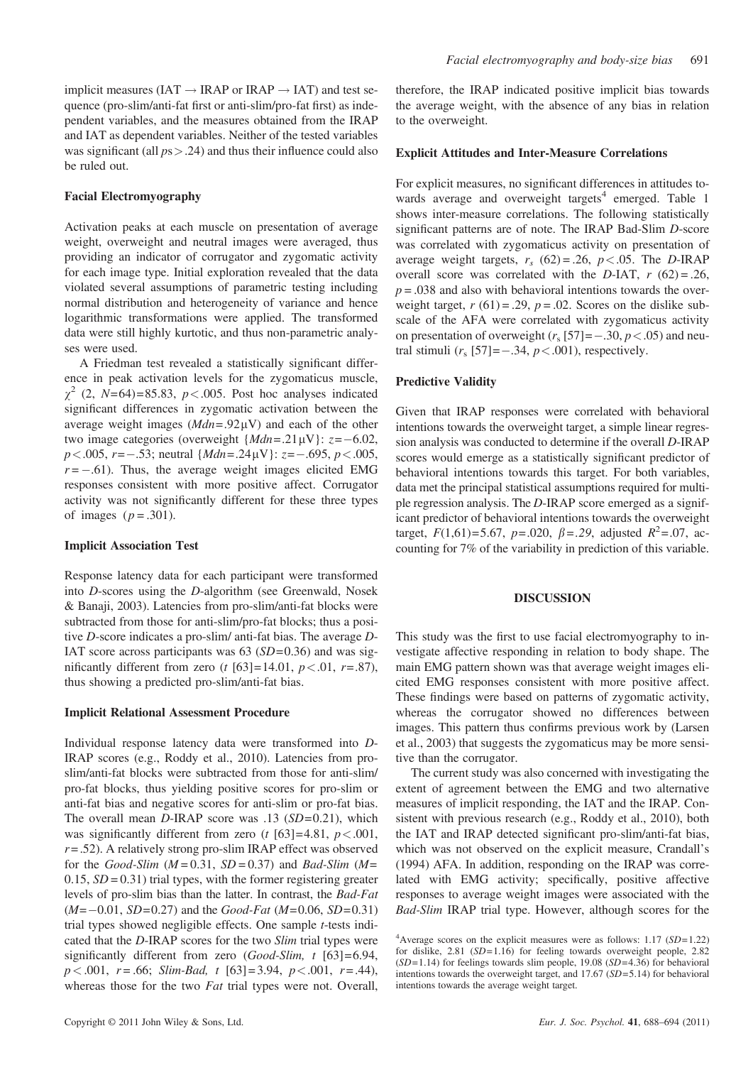implicit measures (IAT → IRAP or IRAP → IAT) and test sequence (pro-slim/anti-fat first or anti-slim/pro-fat first) as independent variables, and the measures obtained from the IRAP and IAT as dependent variables. Neither of the tested variables was significant (all $ps > .24$) and thus their influence could also be ruled out.

### Facial Electromyography

Activation peaks at each muscle on presentation of average weight, overweight and neutral images were averaged, thus providing an indicator of corrugator and zygomatic activity for each image type. Initial exploration revealed that the data violated several assumptions of parametric testing including normal distribution and heterogeneity of variance and hence logarithmic transformations were applied. The transformed data were still highly kurtotic, and thus non-parametric analyses were used.

A Friedman test revealed a statistically significant difference in peak activation levels for the zygomaticus muscle, $\chi^2$ (2, $N$=64)=85.83, $p < .005$. Post hoc analyses indicated significant differences in zygomatic activation between the average weight images ($Mdn$=.92μV) and each of the other two image categories (overweight {$Mdn$=.21μV}: $z$=−6.02, $p < .005$, $r$=−.53; neutral {$Mdn$=.24μV}: $z$=−.695, $p < .005$, $r$=−.61). Thus, the average weight images elicited EMG responses consistent with more positive affect. Corrugator activity was not significantly different for these three types of images ($p$ = .301).

### Implicit Association Test

Response latency data for each participant were transformed into $D$-scores using the $D$-algorithm (see Greenwald, Nosek & Banaji, 2003). Latencies from pro-slim/anti-fat blocks were subtracted from those for anti-slim/pro-fat blocks; thus a positive $D$-score indicates a pro-slim/ anti-fat bias. The average $D$-IAT score across participants was 63 ($SD$=0.36) and was significantly different from zero ($t$ [63]=14.01, $p < .01$, $r$=.87), thus showing a predicted pro-slim/anti-fat bias.

### Implicit Relational Assessment Procedure

Individual response latency data were transformed into $D$-IRAP scores (e.g., Roddy et al., 2010). Latencies from pro-slim/anti-fat blocks were subtracted from those for anti-slim/pro-fat blocks, thus yielding positive scores for pro-slim or anti-fat bias and negative scores for anti-slim or pro-fat bias. The overall mean $D$-IRAP score was .13 ($SD$=0.21), which was significantly different from zero ($t$ [63]=4.81, $p < .001$, $r$=.52). A relatively strong pro-slim IRAP effect was observed for the *Good-Slim* ($M$ = 0.31, $SD$ = 0.37) and *Bad-Slim* ($M$= 0.15, $SD$ = 0.31) trial types, with the former registering greater levels of pro-slim bias than the latter. In contrast, the *Bad-Fat* ($M$=−0.01, $SD$=0.27) and the *Good-Fat* ($M$=0.06, $SD$=0.31) trial types showed negligible effects. One sample $t$-tests indicated that the $D$-IRAP scores for the two *Slim* trial types were significantly different from zero (*Good-Slim*, $t$ [63]=6.94, $p < .001$, $r$ = .66; *Slim-Bad*, $t$ [63]=3.94, $p < .001$, $r$ = .44), whereas those for the two *Fat* trial types were not. Overall, therefore, the IRAP indicated positive implicit bias towards the average weight, with the absence of any bias in relation to the overweight.

### Explicit Attitudes and Inter-Measure Correlations

For explicit measures, no significant differences in attitudes towards average and overweight targets[4] emerged. Table 1 shows inter-measure correlations. The following statistically significant patterns are of note. The IRAP Bad-Slim $D$-score was correlated with zygomaticus activity on presentation of average weight targets, $r_s$ (62) = .26, $p < .05$. The $D$-IRAP overall score was correlated with the $D$-IAT, $r$ (62) = .26, $p$ = .038 and also with behavioral intentions towards the overweight target, $r$ (61) = .29, $p$ = .02. Scores on the dislike subscale of the AFA were correlated with zygomaticus activity on presentation of overweight ($r_s$ [57]=−.30, $p < .05$) and neutral stimuli ($r_s$ [57]=−.34, $p < .001$), respectively.

### Predictive Validity

Given that IRAP responses were correlated with behavioral intentions towards the overweight target, a simple linear regression analysis was conducted to determine if the overall $D$-IRAP scores would emerge as a statistically significant predictor of behavioral intentions towards this target. For both variables, data met the principal statistical assumptions required for multiple regression analysis. The $D$-IRAP score emerged as a significant predictor of behavioral intentions towards the overweight target, $F$(1,61)=5.67, $p$=.020, $\beta$=.29, adjusted $R^2$=.07, accounting for 7% of the variability in prediction of this variable.

## DISCUSSION

This study was the first to use facial electromyography to investigate affective responding in relation to body shape. The main EMG pattern shown was that average weight images elicited EMG responses consistent with more positive affect. These findings were based on patterns of zygomatic activity, whereas the corrugator showed no differences between images. This pattern thus confirms previous work by (Larsen et al., 2003) that suggests the zygomaticus may be more sensitive than the corrugator.

The current study was also concerned with investigating the extent of agreement between the EMG and two alternative measures of implicit responding, the IAT and the IRAP. Consistent with previous research (e.g., Roddy et al., 2010), both the IAT and IRAP detected significant pro-slim/anti-fat bias, which was not observed on the explicit measure, Crandall's (1994) AFA. In addition, responding on the IRAP was correlated with EMG activity; specifically, positive affective responses to average weight images were associated with the *Bad-Slim* IRAP trial type. However, although scores for the

[4]Average scores on the explicit measures were as follows: 1.17 ($SD$=1.22) for dislike, 2.81 ($SD$=1.16) for feeling towards overweight people, 2.82 ($SD$=1.14) for feelings towards slim people, 19.08 ($SD$=4.36) for behavioral intentions towards the overweight target, and 17.67 ($SD$=5.14) for behavioral intentions towards the average weight target.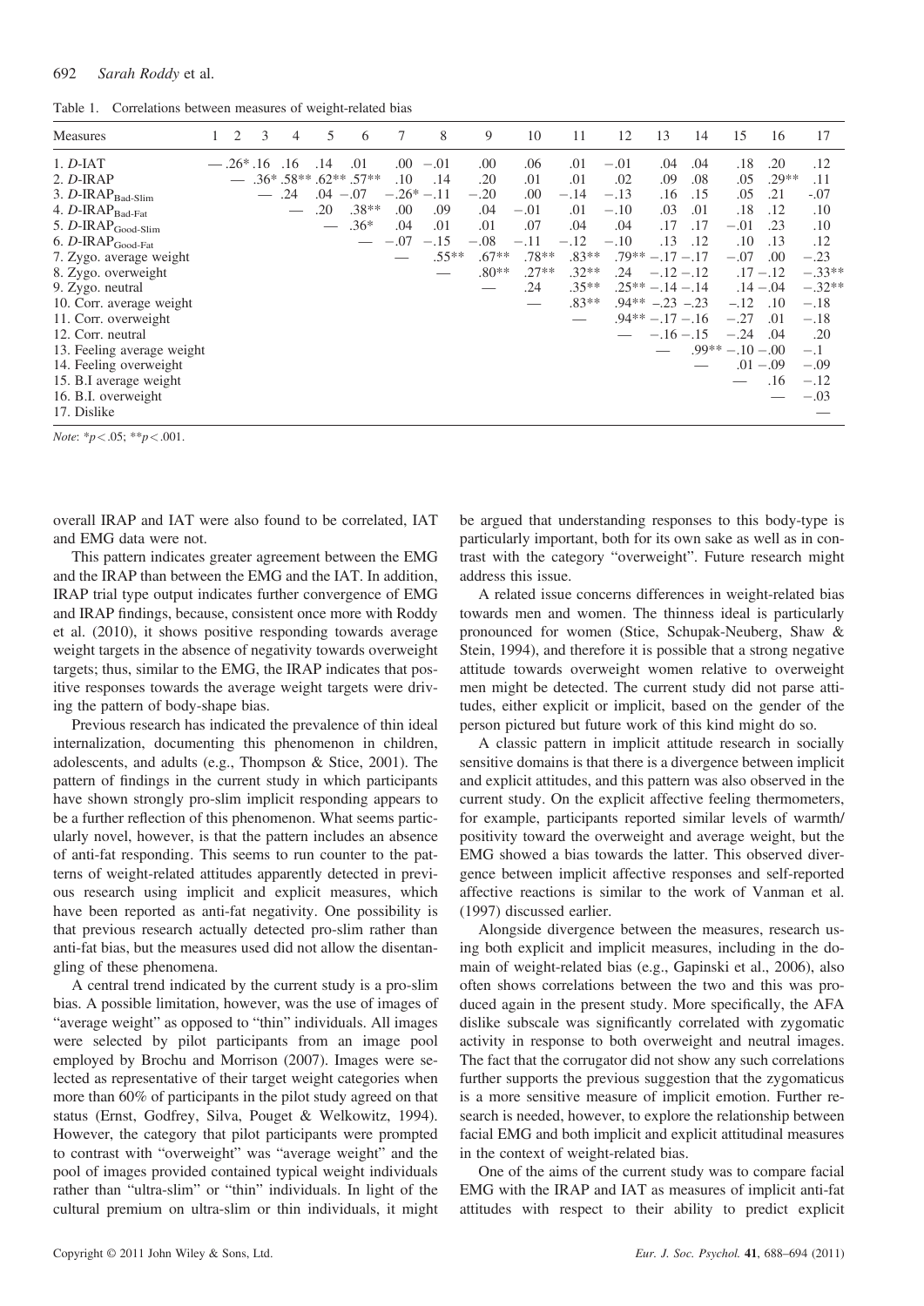Table 1. Correlations between measures of weight-related bias

| Measures | 1 | 2 | 3 | 4 | 5 | 6 | 7 | 8 | 9 | 10 | 11 | 12 | 13 | 14 | 15 | 16 | 17 |
|---|---|---|---|---|---|---|---|---|---|---|---|---|---|---|---|---|---|
| 1. *D*-IAT | — | .26* | .16 | .16 | .14 | .01 | .00 | −.01 | .00 | .06 | .01 | −.01 | .04 | .04 | .18 | .20 | .12 |
| 2. *D*-IRAP | | — | .36* | .58** | .62** | .57** | .10 | .14 | .20 | .01 | .01 | .02 | .09 | .08 | .05 | .29** | .11 |
| 3. *D*-IRAP$_{\text{Bad-Slim}}$ | | | — | .24 | .04 | −.07 | −.26* | −.11 | −.20 | .00 | −.14 | −.13 | .16 | .15 | .05 | .21 | -.07 |
| 4. *D*-IRAP$_{\text{Bad-Fat}}$ | | | | — | .20 | .38** | .00 | .09 | .04 | −.01 | .01 | −.10 | .03 | .01 | .18 | .12 | .10 |
| 5. *D*-IRAP$_{\text{Good-Slim}}$ | | | | | — | .36* | .04 | .01 | .01 | .07 | .04 | .04 | .17 | .17 | −.01 | .23 | .10 |
| 6. *D*-IRAP$_{\text{Good-Fat}}$ | | | | | | — | −.07 | −.15 | −.08 | −.11 | −.12 | −.10 | .13 | .12 | .10 | .13 | .12 |
| 7. Zygo. average weight | | | | | | | — | .55** | .67** | .78** | .83** | .79** | −.17 | −.17 | −.07 | .00 | −.23 |
| 8. Zygo. overweight | | | | | | | | — | .80** | .27** | .32** | .24 | −.12 | −.12 | .17 | −.12 | −.33** |
| 9. Zygo. neutral | | | | | | | | | — | .24 | .35** | .25** | −.14 | −.14 | .14 | −.04 | −.32** |
| 10. Corr. average weight | | | | | | | | | | — | .83** | .94** | −.23 | −.23 | −.12 | .10 | −.18 |
| 11. Corr. overweight | | | | | | | | | | | — | .94** | −.17 | −.16 | −.27 | .01 | −.18 |
| 12. Corr. neutral | | | | | | | | | | | | — | −.16 | −.15 | −.24 | .04 | .20 |
| 13. Feeling average weight | | | | | | | | | | | | | — | .99** | −.10 | −.00 | −.1 |
| 14. Feeling overweight | | | | | | | | | | | | | | — | .01 | −.09 | −.09 |
| 15. B.I average weight | | | | | | | | | | | | | | | — | .16 | −.12 |
| 16. B.I. overweight | | | | | | | | | | | | | | | | — | −.03 |
| 17. Dislike | | | | | | | | | | | | | | | | | — |

*Note*: $*p < .05$; $**p < .001$.

overall IRAP and IAT were also found to be correlated, IAT and EMG data were not.

This pattern indicates greater agreement between the EMG and the IRAP than between the EMG and the IAT. In addition, IRAP trial type output indicates further convergence of EMG and IRAP findings, because, consistent once more with Roddy et al. (2010), it shows positive responding towards average weight targets in the absence of negativity towards overweight targets; thus, similar to the EMG, the IRAP indicates that positive responses towards the average weight targets were driving the pattern of body-shape bias.

Previous research has indicated the prevalence of thin ideal internalization, documenting this phenomenon in children, adolescents, and adults (e.g., Thompson & Stice, 2001). The pattern of findings in the current study in which participants have shown strongly pro-slim implicit responding appears to be a further reflection of this phenomenon. What seems particularly novel, however, is that the pattern includes an absence of anti-fat responding. This seems to run counter to the patterns of weight-related attitudes apparently detected in previous research using implicit and explicit measures, which have been reported as anti-fat negativity. One possibility is that previous research actually detected pro-slim rather than anti-fat bias, but the measures used did not allow the disentangling of these phenomena.

A central trend indicated by the current study is a pro-slim bias. A possible limitation, however, was the use of images of "average weight" as opposed to "thin" individuals. All images were selected by pilot participants from an image pool employed by Brochu and Morrison (2007). Images were selected as representative of their target weight categories when more than 60% of participants in the pilot study agreed on that status (Ernst, Godfrey, Silva, Pouget & Welkowitz, 1994). However, the category that pilot participants were prompted to contrast with "overweight" was "average weight" and the pool of images provided contained typical weight individuals rather than "ultra-slim" or "thin" individuals. In light of the cultural premium on ultra-slim or thin individuals, it might be argued that understanding responses to this body-type is particularly important, both for its own sake as well as in contrast with the category "overweight". Future research might address this issue.

A related issue concerns differences in weight-related bias towards men and women. The thinness ideal is particularly pronounced for women (Stice, Schupak-Neuberg, Shaw & Stein, 1994), and therefore it is possible that a strong negative attitude towards overweight women relative to overweight men might be detected. The current study did not parse attitudes, either explicit or implicit, based on the gender of the person pictured but future work of this kind might do so.

A classic pattern in implicit attitude research in socially sensitive domains is that there is a divergence between implicit and explicit attitudes, and this pattern was also observed in the current study. On the explicit affective feeling thermometers, for example, participants reported similar levels of warmth/positivity toward the overweight and average weight, but the EMG showed a bias towards the latter. This observed divergence between implicit affective responses and self-reported affective reactions is similar to the work of Vanman et al. (1997) discussed earlier.

Alongside divergence between the measures, research using both explicit and implicit measures, including in the domain of weight-related bias (e.g., Gapinski et al., 2006), also often shows correlations between the two and this was produced again in the present study. More specifically, the AFA dislike subscale was significantly correlated with zygomatic activity in response to both overweight and neutral images. The fact that the corrugator did not show any such correlations further supports the previous suggestion that the zygomaticus is a more sensitive measure of implicit emotion. Further research is needed, however, to explore the relationship between facial EMG and both implicit and explicit attitudinal measures in the context of weight-related bias.

One of the aims of the current study was to compare facial EMG with the IRAP and IAT as measures of implicit anti-fat attitudes with respect to their ability to predict explicit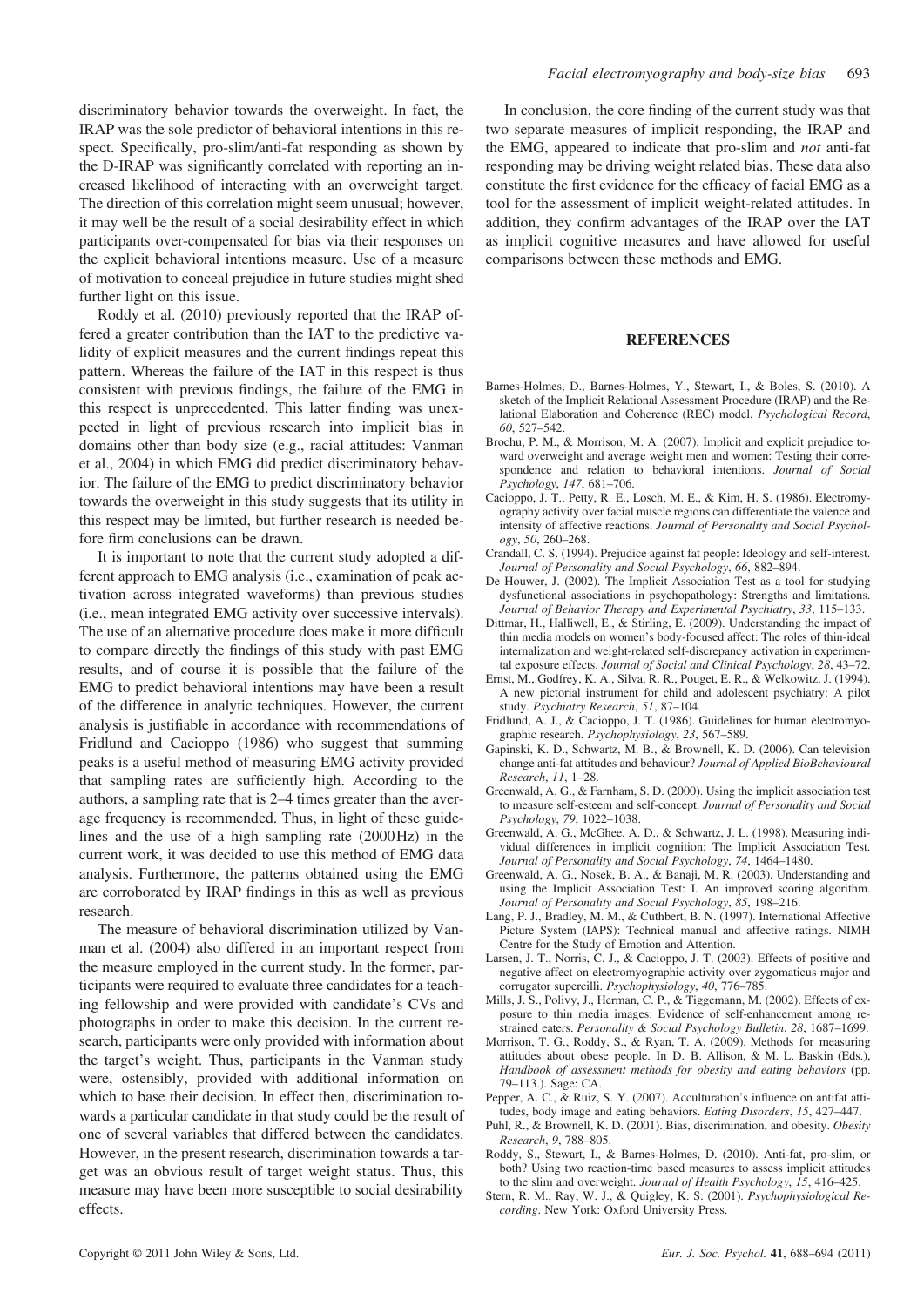discriminatory behavior towards the overweight. In fact, the IRAP was the sole predictor of behavioral intentions in this respect. Specifically, pro-slim/anti-fat responding as shown by the D-IRAP was significantly correlated with reporting an increased likelihood of interacting with an overweight target. The direction of this correlation might seem unusual; however, it may well be the result of a social desirability effect in which participants over-compensated for bias via their responses on the explicit behavioral intentions measure. Use of a measure of motivation to conceal prejudice in future studies might shed further light on this issue.

Roddy et al. (2010) previously reported that the IRAP offered a greater contribution than the IAT to the predictive validity of explicit measures and the current findings repeat this pattern. Whereas the failure of the IAT in this respect is thus consistent with previous findings, the failure of the EMG in this respect is unprecedented. This latter finding was unexpected in light of previous research into implicit bias in domains other than body size (e.g., racial attitudes: Vanman et al., 2004) in which EMG did predict discriminatory behavior. The failure of the EMG to predict discriminatory behavior towards the overweight in this study suggests that its utility in this respect may be limited, but further research is needed before firm conclusions can be drawn.

It is important to note that the current study adopted a different approach to EMG analysis (i.e., examination of peak activation across integrated waveforms) than previous studies (i.e., mean integrated EMG activity over successive intervals). The use of an alternative procedure does make it more difficult to compare directly the findings of this study with past EMG results, and of course it is possible that the failure of the EMG to predict behavioral intentions may have been a result of the difference in analytic techniques. However, the current analysis is justifiable in accordance with recommendations of Fridlund and Cacioppo (1986) who suggest that summing peaks is a useful method of measuring EMG activity provided that sampling rates are sufficiently high. According to the authors, a sampling rate that is 2–4 times greater than the average frequency is recommended. Thus, in light of these guidelines and the use of a high sampling rate (2000 Hz) in the current work, it was decided to use this method of EMG data analysis. Furthermore, the patterns obtained using the EMG are corroborated by IRAP findings in this as well as previous research.

The measure of behavioral discrimination utilized by Vanman et al. (2004) also differed in an important respect from the measure employed in the current study. In the former, participants were required to evaluate three candidates for a teaching fellowship and were provided with candidate's CVs and photographs in order to make this decision. In the current research, participants were only provided with information about the target's weight. Thus, participants in the Vanman study were, ostensibly, provided with additional information on which to base their decision. In effect then, discrimination towards a particular candidate in that study could be the result of one of several variables that differed between the candidates. However, in the present research, discrimination towards a target was an obvious result of target weight status. Thus, this measure may have been more susceptible to social desirability effects.

In conclusion, the core finding of the current study was that two separate measures of implicit responding, the IRAP and the EMG, appeared to indicate that pro-slim and *not* anti-fat responding may be driving weight related bias. These data also constitute the first evidence for the efficacy of facial EMG as a tool for the assessment of implicit weight-related attitudes. In addition, they confirm advantages of the IRAP over the IAT as implicit cognitive measures and have allowed for useful comparisons between these methods and EMG.

## REFERENCES

Barnes-Holmes, D., Barnes-Holmes, Y., Stewart, I., & Boles, S. (2010). A sketch of the Implicit Relational Assessment Procedure (IRAP) and the Relational Elaboration and Coherence (REC) model. *Psychological Record*, *60*, 527–542.

Brochu, P. M., & Morrison, M. A. (2007). Implicit and explicit prejudice toward overweight and average weight men and women: Testing their correspondence and relation to behavioral intentions. *Journal of Social Psychology*, *147*, 681–706.

Cacioppo, J. T., Petty, R. E., Losch, M. E., & Kim, H. S. (1986). Electromyography activity over facial muscle regions can differentiate the valence and intensity of affective reactions. *Journal of Personality and Social Psychology*, *50*, 260–268.

Crandall, C. S. (1994). Prejudice against fat people: Ideology and self-interest. *Journal of Personality and Social Psychology*, *66*, 882–894.

De Houwer, J. (2002). The Implicit Association Test as a tool for studying dysfunctional associations in psychopathology: Strengths and limitations. *Journal of Behavior Therapy and Experimental Psychiatry*, *33*, 115–133.

Dittmar, H., Halliwell, E., & Stirling, E. (2009). Understanding the impact of thin media models on women's body-focused affect: The roles of thin-ideal internalization and weight-related self-discrepancy activation in experimental exposure effects. *Journal of Social and Clinical Psychology*, *28*, 43–72.

Ernst, M., Godfrey, K. A., Silva, R. R., Pouget, E. R., & Welkowitz, J. (1994). A new pictorial instrument for child and adolescent psychiatry: A pilot study. *Psychiatry Research*, *51*, 87–104.

Fridlund, A. J., & Cacioppo, J. T. (1986). Guidelines for human electromyographic research. *Psychophysiology*, *23*, 567–589.

Gapinski, K. D., Schwartz, M. B., & Brownell, K. D. (2006). Can television change anti-fat attitudes and behaviour? *Journal of Applied BioBehavioural Research*, *11*, 1–28.

Greenwald, A. G., & Farnham, S. D. (2000). Using the implicit association test to measure self-esteem and self-concept. *Journal of Personality and Social Psychology*, *79*, 1022–1038.

Greenwald, A. G., McGhee, A. D., & Schwartz, J. L. (1998). Measuring individual differences in implicit cognition: The Implicit Association Test. *Journal of Personality and Social Psychology*, *74*, 1464–1480.

Greenwald, A. G., Nosek, B. A., & Banaji, M. R. (2003). Understanding and using the Implicit Association Test: I. An improved scoring algorithm. *Journal of Personality and Social Psychology*, *85*, 198–216.

Lang, P. J., Bradley, M. M., & Cuthbert, B. N. (1997). International Affective Picture System (IAPS): Technical manual and affective ratings. NIMH Centre for the Study of Emotion and Attention.

Larsen, J. T., Norris, C. J., & Cacioppo, J. T. (2003). Effects of positive and negative affect on electromyographic activity over zygomaticus major and corrugator supercilli. *Psychophysiology*, *40*, 776–785.

Mills, J. S., Polivy, J., Herman, C. P., & Tiggemann, M. (2002). Effects of exposure to thin media images: Evidence of self-enhancement among restrained eaters. *Personality & Social Psychology Bulletin*, *28*, 1687–1699.

Morrison, T. G., Roddy, S., & Ryan, T. A. (2009). Methods for measuring attitudes about obese people. In D. B. Allison, & M. L. Baskin (Eds.), *Handbook of assessment methods for obesity and eating behaviors* (pp. 79–113.). Sage: CA.

Pepper, A. C., & Ruiz, S. Y. (2007). Acculturation's influence on antifat attitudes, body image and eating behaviors. *Eating Disorders*, *15*, 427–447.

Puhl, R., & Brownell, K. D. (2001). Bias, discrimination, and obesity. *Obesity Research*, *9*, 788–805.

Roddy, S., Stewart, I., & Barnes-Holmes, D. (2010). Anti-fat, pro-slim, or both? Using two reaction-time based measures to assess implicit attitudes to the slim and overweight. *Journal of Health Psychology*, *15*, 416–425.

Stern, R. M., Ray, W. J., & Quigley, K. S. (2001). *Psychophysiological Recording*. New York: Oxford University Press.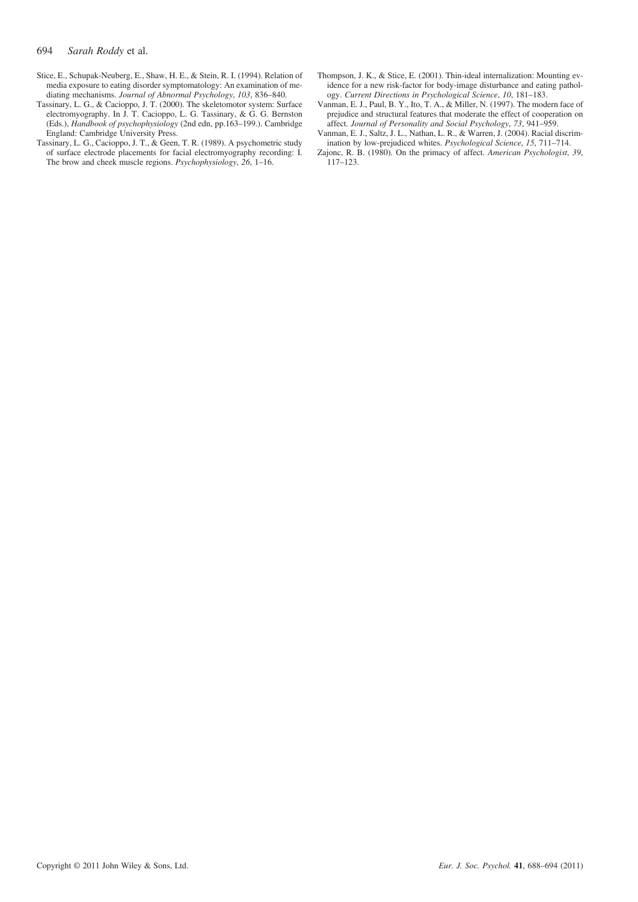Stice, E., Schupak-Neuberg, E., Shaw, H. E., & Stein, R. I. (1994). Relation of media exposure to eating disorder symptomatology: An examination of mediating mechanisms. *Journal of Abnormal Psychology*, *103*, 836–840.

Tassinary, L. G., & Cacioppo, J. T. (2000). The skeletomotor system: Surface electromyography. In J. T. Cacioppo, L. G. Tassinary, & G. G. Bernston (Eds.), *Handbook of psychophysiology* (2nd edn, pp.163–199.). Cambridge England: Cambridge University Press.

Tassinary, L. G., Cacioppo, J. T., & Geen, T. R. (1989). A psychometric study of surface electrode placements for facial electromyography recording: I. The brow and cheek muscle regions. *Psychophysiology*, *26*, 1–16.

Thompson, J. K., & Stice, E. (2001). Thin-ideal internalization: Mounting evidence for a new risk-factor for body-image disturbance and eating pathology. *Current Directions in Psychological Science*, *10*, 181–183.

Vanman, E. J., Paul, B. Y., Ito, T. A., & Miller, N. (1997). The modern face of prejudice and structural features that moderate the effect of cooperation on affect. *Journal of Personality and Social Psychology*, *73*, 941–959.

Vanman, E. J., Saltz, J. L., Nathan, L. R., & Warren, J. (2004). Racial discrimination by low-prejudiced whites. *Psychological Science*, *15*, 711–714.

Zajonc, R. B. (1980). On the primacy of affect. *American Psychologist*, *39*, 117–123.